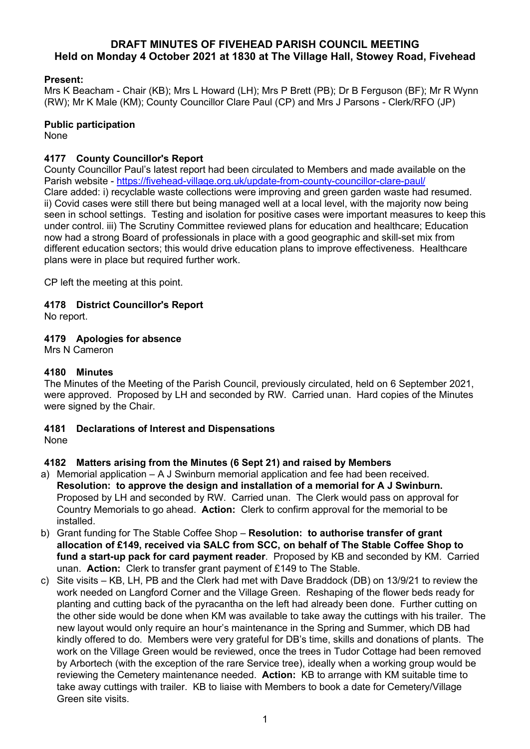# DRAFT MINUTES OF FIVEHEAD PARISH COUNCIL MEETING
## Held on Monday 4 October 2021 at 1830 at The Village Hall, Stowey Road, Fivehead

**Present:**
Mrs K Beacham - Chair (KB); Mrs L Howard (LH); Mrs P Brett (PB); Dr B Ferguson (BF); Mr R Wynn (RW); Mr K Male (KM); County Councillor Clare Paul (CP) and Mrs J Parsons - Clerk/RFO (JP)

**Public participation**
None

### 4177 County Councillor's Report

County Councillor Paul's latest report had been circulated to Members and made available on the Parish website - https://fivehead-village.org.uk/update-from-county-councillor-clare-paul/
Clare added: i) recyclable waste collections were improving and green garden waste had resumed. ii) Covid cases were still there but being managed well at a local level, with the majority now being seen in school settings. Testing and isolation for positive cases were important measures to keep this under control. iii) The Scrutiny Committee reviewed plans for education and healthcare; Education now had a strong Board of professionals in place with a good geographic and skill-set mix from different education sectors; this would drive education plans to improve effectiveness. Healthcare plans were in place but required further work.

CP left the meeting at this point.

### 4178 District Councillor's Report

No report.

### 4179 Apologies for absence

Mrs N Cameron

### 4180 Minutes

The Minutes of the Meeting of the Parish Council, previously circulated, held on 6 September 2021, were approved. Proposed by LH and seconded by RW. Carried unan. Hard copies of the Minutes were signed by the Chair.

### 4181 Declarations of Interest and Dispensations

None

### 4182 Matters arising from the Minutes (6 Sept 21) and raised by Members

a) Memorial application – A J Swinburn memorial application and fee had been received. **Resolution: to approve the design and installation of a memorial for A J Swinburn.** Proposed by LH and seconded by RW. Carried unan. The Clerk would pass on approval for Country Memorials to go ahead. **Action:** Clerk to confirm approval for the memorial to be installed.

b) Grant funding for The Stable Coffee Shop – **Resolution: to authorise transfer of grant allocation of £149, received via SALC from SCC, on behalf of The Stable Coffee Shop to fund a start-up pack for card payment reader**. Proposed by KB and seconded by KM. Carried unan. **Action:** Clerk to transfer grant payment of £149 to The Stable.

c) Site visits – KB, LH, PB and the Clerk had met with Dave Braddock (DB) on 13/9/21 to review the work needed on Langford Corner and the Village Green. Reshaping of the flower beds ready for planting and cutting back of the pyracantha on the left had already been done. Further cutting on the other side would be done when KM was available to take away the cuttings with his trailer. The new layout would only require an hour's maintenance in the Spring and Summer, which DB had kindly offered to do. Members were very grateful for DB's time, skills and donations of plants. The work on the Village Green would be reviewed, once the trees in Tudor Cottage had been removed by Arbortech (with the exception of the rare Service tree), ideally when a working group would be reviewing the Cemetery maintenance needed. **Action:** KB to arrange with KM suitable time to take away cuttings with trailer. KB to liaise with Members to book a date for Cemetery/Village Green site visits.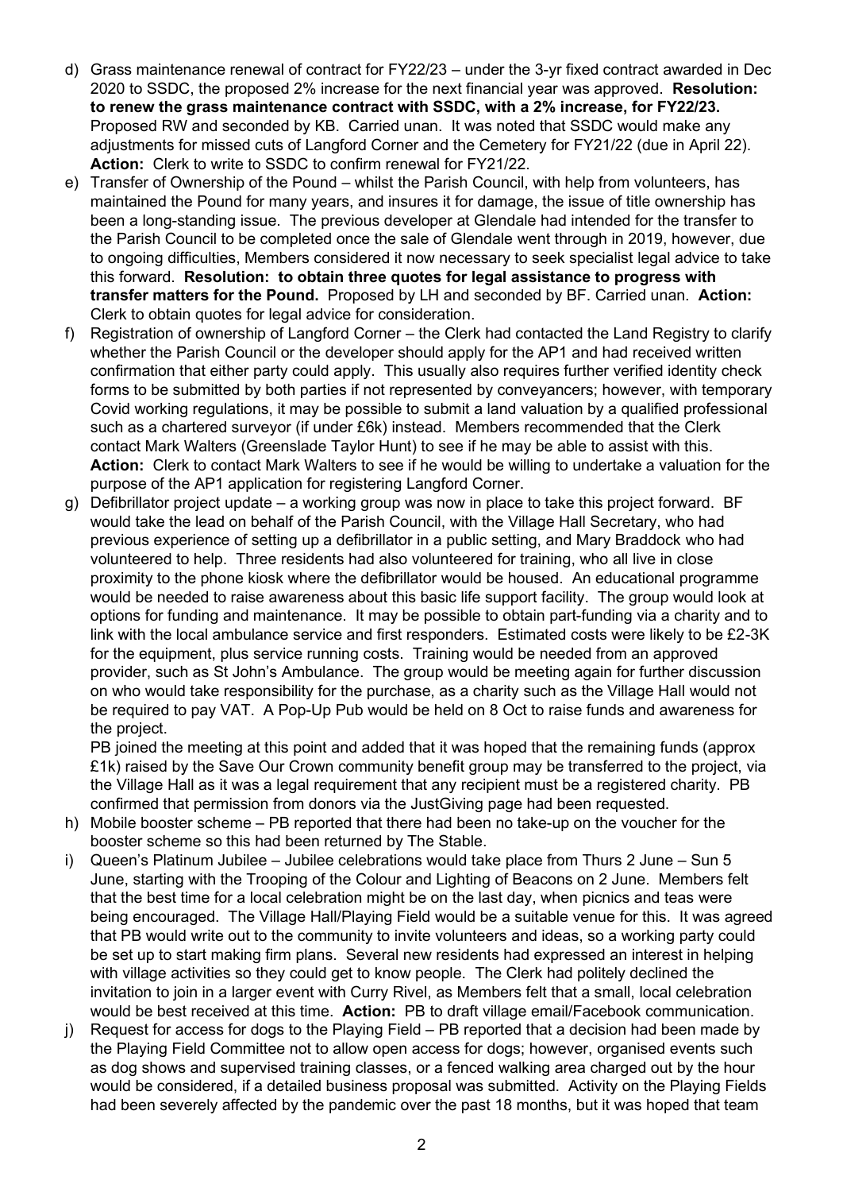d) Grass maintenance renewal of contract for FY22/23 – under the 3-yr fixed contract awarded in Dec 2020 to SSDC, the proposed 2% increase for the next financial year was approved. **Resolution: to renew the grass maintenance contract with SSDC, with a 2% increase, for FY22/23.** Proposed RW and seconded by KB. Carried unan. It was noted that SSDC would make any adjustments for missed cuts of Langford Corner and the Cemetery for FY21/22 (due in April 22). **Action:** Clerk to write to SSDC to confirm renewal for FY21/22.

e) Transfer of Ownership of the Pound – whilst the Parish Council, with help from volunteers, has maintained the Pound for many years, and insures it for damage, the issue of title ownership has been a long-standing issue. The previous developer at Glendale had intended for the transfer to the Parish Council to be completed once the sale of Glendale went through in 2019, however, due to ongoing difficulties, Members considered it now necessary to seek specialist legal advice to take this forward. **Resolution: to obtain three quotes for legal assistance to progress with transfer matters for the Pound.** Proposed by LH and seconded by BF. Carried unan. **Action:** Clerk to obtain quotes for legal advice for consideration.

f) Registration of ownership of Langford Corner – the Clerk had contacted the Land Registry to clarify whether the Parish Council or the developer should apply for the AP1 and had received written confirmation that either party could apply. This usually also requires further verified identity check forms to be submitted by both parties if not represented by conveyancers; however, with temporary Covid working regulations, it may be possible to submit a land valuation by a qualified professional such as a chartered surveyor (if under £6k) instead. Members recommended that the Clerk contact Mark Walters (Greenslade Taylor Hunt) to see if he may be able to assist with this. **Action:** Clerk to contact Mark Walters to see if he would be willing to undertake a valuation for the purpose of the AP1 application for registering Langford Corner.

g) Defibrillator project update – a working group was now in place to take this project forward. BF would take the lead on behalf of the Parish Council, with the Village Hall Secretary, who had previous experience of setting up a defibrillator in a public setting, and Mary Braddock who had volunteered to help. Three residents had also volunteered for training, who all live in close proximity to the phone kiosk where the defibrillator would be housed. An educational programme would be needed to raise awareness about this basic life support facility. The group would look at options for funding and maintenance. It may be possible to obtain part-funding via a charity and to link with the local ambulance service and first responders. Estimated costs were likely to be £2-3K for the equipment, plus service running costs. Training would be needed from an approved provider, such as St John's Ambulance. The group would be meeting again for further discussion on who would take responsibility for the purchase, as a charity such as the Village Hall would not be required to pay VAT. A Pop-Up Pub would be held on 8 Oct to raise funds and awareness for the project.

   PB joined the meeting at this point and added that it was hoped that the remaining funds (approx £1k) raised by the Save Our Crown community benefit group may be transferred to the project, via the Village Hall as it was a legal requirement that any recipient must be a registered charity. PB confirmed that permission from donors via the JustGiving page had been requested.

h) Mobile booster scheme – PB reported that there had been no take-up on the voucher for the booster scheme so this had been returned by The Stable.

i) Queen's Platinum Jubilee – Jubilee celebrations would take place from Thurs 2 June – Sun 5 June, starting with the Trooping of the Colour and Lighting of Beacons on 2 June. Members felt that the best time for a local celebration might be on the last day, when picnics and teas were being encouraged. The Village Hall/Playing Field would be a suitable venue for this. It was agreed that PB would write out to the community to invite volunteers and ideas, so a working party could be set up to start making firm plans. Several new residents had expressed an interest in helping with village activities so they could get to know people. The Clerk had politely declined the invitation to join in a larger event with Curry Rivel, as Members felt that a small, local celebration would be best received at this time. **Action:** PB to draft village email/Facebook communication.

j) Request for access for dogs to the Playing Field – PB reported that a decision had been made by the Playing Field Committee not to allow open access for dogs; however, organised events such as dog shows and supervised training classes, or a fenced walking area charged out by the hour would be considered, if a detailed business proposal was submitted. Activity on the Playing Fields had been severely affected by the pandemic over the past 18 months, but it was hoped that team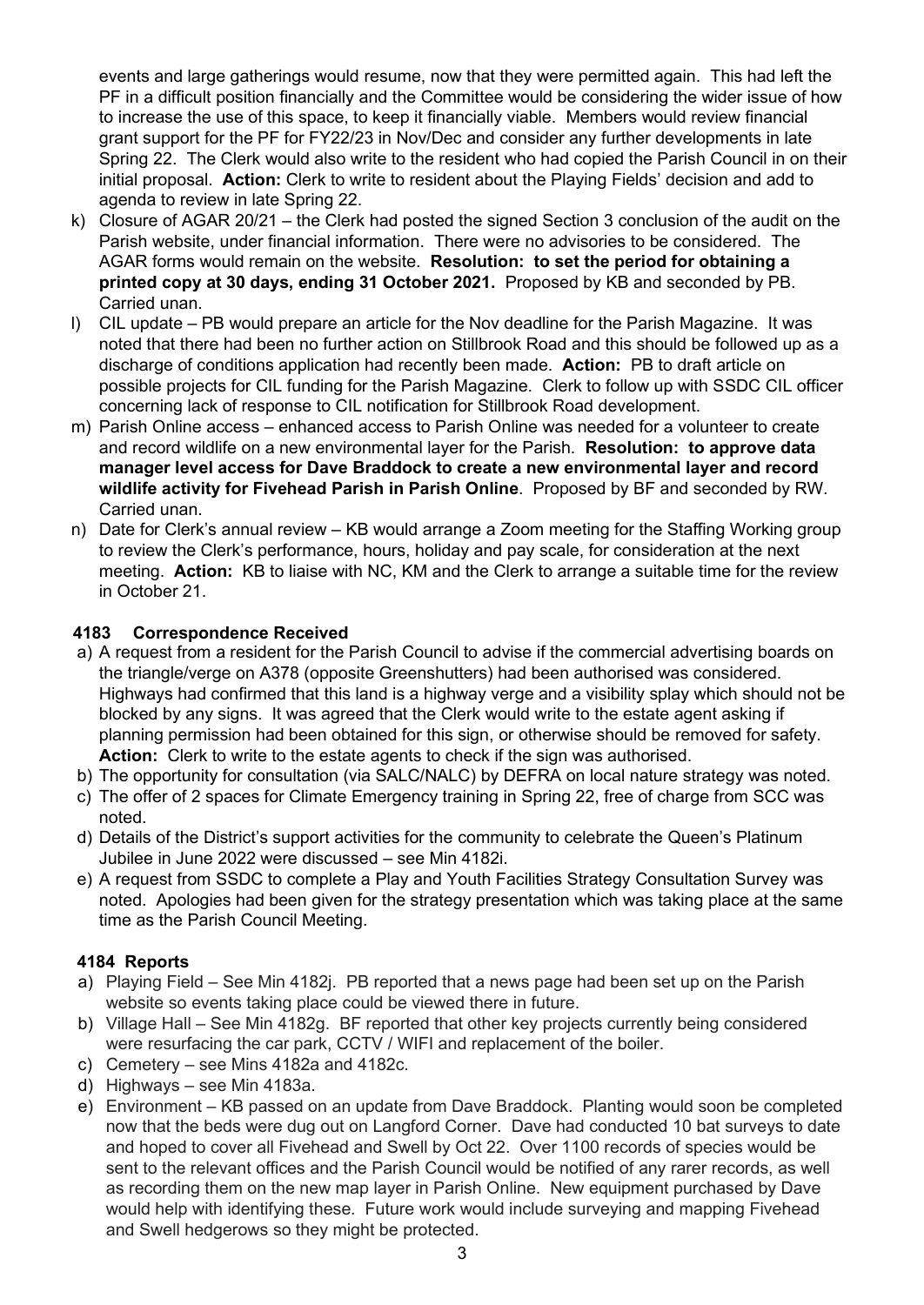events and large gatherings would resume, now that they were permitted again. This had left the PF in a difficult position financially and the Committee would be considering the wider issue of how to increase the use of this space, to keep it financially viable. Members would review financial grant support for the PF for FY22/23 in Nov/Dec and consider any further developments in late Spring 22. The Clerk would also write to the resident who had copied the Parish Council in on their initial proposal. **Action:** Clerk to write to resident about the Playing Fields' decision and add to agenda to review in late Spring 22.

k) Closure of AGAR 20/21 – the Clerk had posted the signed Section 3 conclusion of the audit on the Parish website, under financial information. There were no advisories to be considered. The AGAR forms would remain on the website. **Resolution: to set the period for obtaining a printed copy at 30 days, ending 31 October 2021.** Proposed by KB and seconded by PB. Carried unan.

l) CIL update – PB would prepare an article for the Nov deadline for the Parish Magazine. It was noted that there had been no further action on Stillbrook Road and this should be followed up as a discharge of conditions application had recently been made. **Action:** PB to draft article on possible projects for CIL funding for the Parish Magazine. Clerk to follow up with SSDC CIL officer concerning lack of response to CIL notification for Stillbrook Road development.

m) Parish Online access – enhanced access to Parish Online was needed for a volunteer to create and record wildlife on a new environmental layer for the Parish. **Resolution: to approve data manager level access for Dave Braddock to create a new environmental layer and record wildlife activity for Fivehead Parish in Parish Online**. Proposed by BF and seconded by RW. Carried unan.

n) Date for Clerk's annual review – KB would arrange a Zoom meeting for the Staffing Working group to review the Clerk's performance, hours, holiday and pay scale, for consideration at the next meeting. **Action:** KB to liaise with NC, KM and the Clerk to arrange a suitable time for the review in October 21.

### 4183 Correspondence Received

a) A request from a resident for the Parish Council to advise if the commercial advertising boards on the triangle/verge on A378 (opposite Greenshutters) had been authorised was considered. Highways had confirmed that this land is a highway verge and a visibility splay which should not be blocked by any signs. It was agreed that the Clerk would write to the estate agent asking if planning permission had been obtained for this sign, or otherwise should be removed for safety. **Action:** Clerk to write to the estate agents to check if the sign was authorised.

b) The opportunity for consultation (via SALC/NALC) by DEFRA on local nature strategy was noted.

c) The offer of 2 spaces for Climate Emergency training in Spring 22, free of charge from SCC was noted.

d) Details of the District's support activities for the community to celebrate the Queen's Platinum Jubilee in June 2022 were discussed – see Min 4182i.

e) A request from SSDC to complete a Play and Youth Facilities Strategy Consultation Survey was noted. Apologies had been given for the strategy presentation which was taking place at the same time as the Parish Council Meeting.

### 4184 Reports

a) Playing Field – See Min 4182j. PB reported that a news page had been set up on the Parish website so events taking place could be viewed there in future.

b) Village Hall – See Min 4182g. BF reported that other key projects currently being considered were resurfacing the car park, CCTV / WIFI and replacement of the boiler.

c) Cemetery – see Mins 4182a and 4182c.

d) Highways – see Min 4183a.

e) Environment – KB passed on an update from Dave Braddock. Planting would soon be completed now that the beds were dug out on Langford Corner. Dave had conducted 10 bat surveys to date and hoped to cover all Fivehead and Swell by Oct 22. Over 1100 records of species would be sent to the relevant offices and the Parish Council would be notified of any rarer records, as well as recording them on the new map layer in Parish Online. New equipment purchased by Dave would help with identifying these. Future work would include surveying and mapping Fivehead and Swell hedgerows so they might be protected.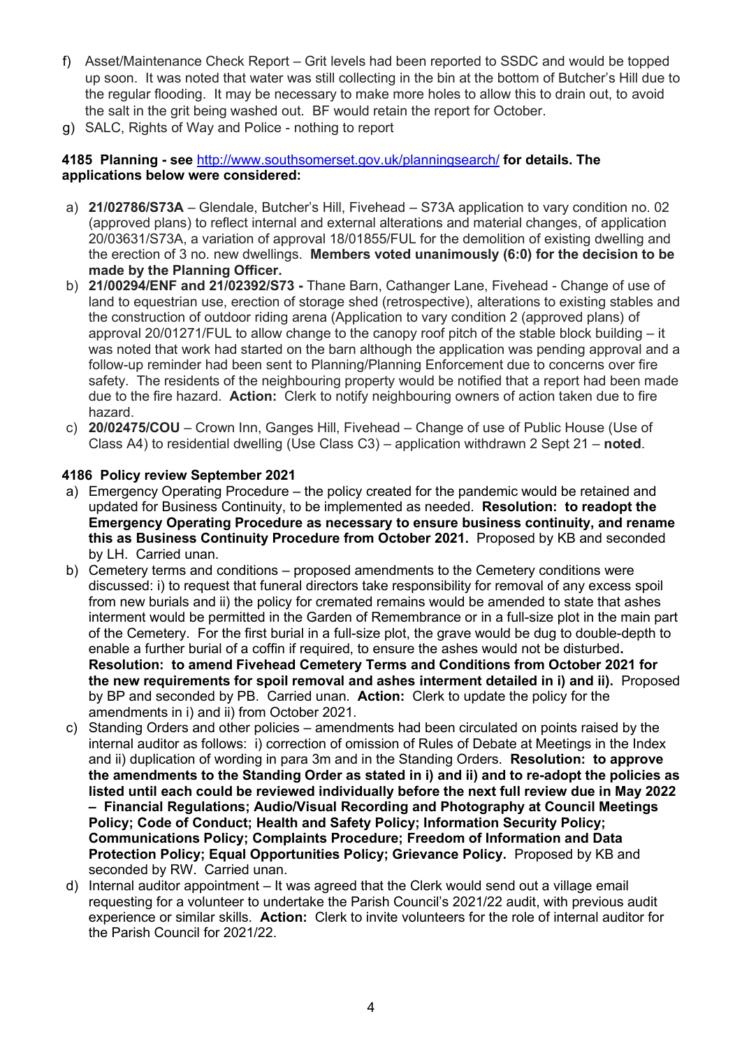f) Asset/Maintenance Check Report – Grit levels had been reported to SSDC and would be topped up soon. It was noted that water was still collecting in the bin at the bottom of Butcher's Hill due to the regular flooding. It may be necessary to make more holes to allow this to drain out, to avoid the salt in the grit being washed out. BF would retain the report for October.
g) SALC, Rights of Way and Police - nothing to report

**4185 Planning - see http://www.southsomerset.gov.uk/planningsearch/ for details. The applications below were considered:**

a) **21/02786/S73A** – Glendale, Butcher's Hill, Fivehead – S73A application to vary condition no. 02 (approved plans) to reflect internal and external alterations and material changes, of application 20/03631/S73A, a variation of approval 18/01855/FUL for the demolition of existing dwelling and the erection of 3 no. new dwellings. **Members voted unanimously (6:0) for the decision to be made by the Planning Officer.**
b) **21/00294/ENF and 21/02392/S73 -** Thane Barn, Cathanger Lane, Fivehead - Change of use of land to equestrian use, erection of storage shed (retrospective), alterations to existing stables and the construction of outdoor riding arena (Application to vary condition 2 (approved plans) of approval 20/01271/FUL to allow change to the canopy roof pitch of the stable block building – it was noted that work had started on the barn although the application was pending approval and a follow-up reminder had been sent to Planning/Planning Enforcement due to concerns over fire safety. The residents of the neighbouring property would be notified that a report had been made due to the fire hazard. **Action:** Clerk to notify neighbouring owners of action taken due to fire hazard.
c) **20/02475/COU** – Crown Inn, Ganges Hill, Fivehead – Change of use of Public House (Use of Class A4) to residential dwelling (Use Class C3) – application withdrawn 2 Sept 21 – **noted**.

**4186 Policy review September 2021**

a) Emergency Operating Procedure – the policy created for the pandemic would be retained and updated for Business Continuity, to be implemented as needed. **Resolution: to readopt the Emergency Operating Procedure as necessary to ensure business continuity, and rename this as Business Continuity Procedure from October 2021.** Proposed by KB and seconded by LH. Carried unan.
b) Cemetery terms and conditions – proposed amendments to the Cemetery conditions were discussed: i) to request that funeral directors take responsibility for removal of any excess spoil from new burials and ii) the policy for cremated remains would be amended to state that ashes interment would be permitted in the Garden of Remembrance or in a full-size plot in the main part of the Cemetery. For the first burial in a full-size plot, the grave would be dug to double-depth to enable a further burial of a coffin if required, to ensure the ashes would not be disturbed**. Resolution: to amend Fivehead Cemetery Terms and Conditions from October 2021 for the new requirements for spoil removal and ashes interment detailed in i) and ii).** Proposed by BP and seconded by PB. Carried unan. **Action:** Clerk to update the policy for the amendments in i) and ii) from October 2021.
c) Standing Orders and other policies – amendments had been circulated on points raised by the internal auditor as follows: i) correction of omission of Rules of Debate at Meetings in the Index and ii) duplication of wording in para 3m and in the Standing Orders. **Resolution: to approve the amendments to the Standing Order as stated in i) and ii) and to re-adopt the policies as listed until each could be reviewed individually before the next full review due in May 2022 – Financial Regulations; Audio/Visual Recording and Photography at Council Meetings Policy; Code of Conduct; Health and Safety Policy; Information Security Policy; Communications Policy; Complaints Procedure; Freedom of Information and Data Protection Policy; Equal Opportunities Policy; Grievance Policy.** Proposed by KB and seconded by RW. Carried unan.
d) Internal auditor appointment – It was agreed that the Clerk would send out a village email requesting for a volunteer to undertake the Parish Council's 2021/22 audit, with previous audit experience or similar skills. **Action:** Clerk to invite volunteers for the role of internal auditor for the Parish Council for 2021/22.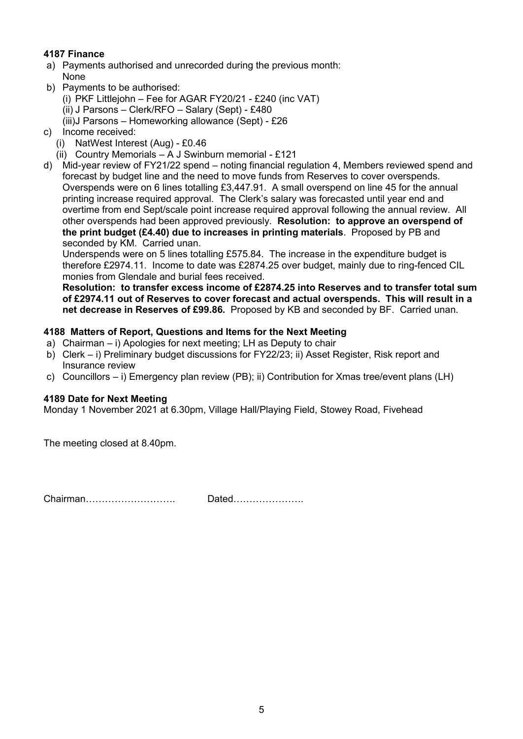**4187 Finance**

a) Payments authorised and unrecorded during the previous month:
   None
b) Payments to be authorised:
   (i) PKF Littlejohn – Fee for AGAR FY20/21 - £240 (inc VAT)
   (ii) J Parsons – Clerk/RFO – Salary (Sept) - £480
   (iii)J Parsons – Homeworking allowance (Sept) - £26
c) Income received:
   (i) NatWest Interest (Aug) - £0.46
   (ii) Country Memorials – A J Swinburn memorial - £121
d) Mid-year review of FY21/22 spend – noting financial regulation 4, Members reviewed spend and forecast by budget line and the need to move funds from Reserves to cover overspends. Overspends were on 6 lines totalling £3,447.91. A small overspend on line 45 for the annual printing increase required approval. The Clerk's salary was forecasted until year end and overtime from end Sept/scale point increase required approval following the annual review. All other overspends had been approved previously. **Resolution: to approve an overspend of the print budget (£4.40) due to increases in printing materials**. Proposed by PB and seconded by KM. Carried unan.

   Underspends were on 5 lines totalling £575.84. The increase in the expenditure budget is therefore £2974.11. Income to date was £2874.25 over budget, mainly due to ring-fenced CIL monies from Glendale and burial fees received.

   **Resolution: to transfer excess income of £2874.25 into Reserves and to transfer total sum of £2974.11 out of Reserves to cover forecast and actual overspends. This will result in a net decrease in Reserves of £99.86.** Proposed by KB and seconded by BF. Carried unan.

**4188 Matters of Report, Questions and Items for the Next Meeting**

a) Chairman – i) Apologies for next meeting; LH as Deputy to chair
b) Clerk – i) Preliminary budget discussions for FY22/23; ii) Asset Register, Risk report and Insurance review
c) Councillors – i) Emergency plan review (PB); ii) Contribution for Xmas tree/event plans (LH)

**4189 Date for Next Meeting**

Monday 1 November 2021 at 6.30pm, Village Hall/Playing Field, Stowey Road, Fivehead

The meeting closed at 8.40pm.

Chairman……………………….  Dated………………….